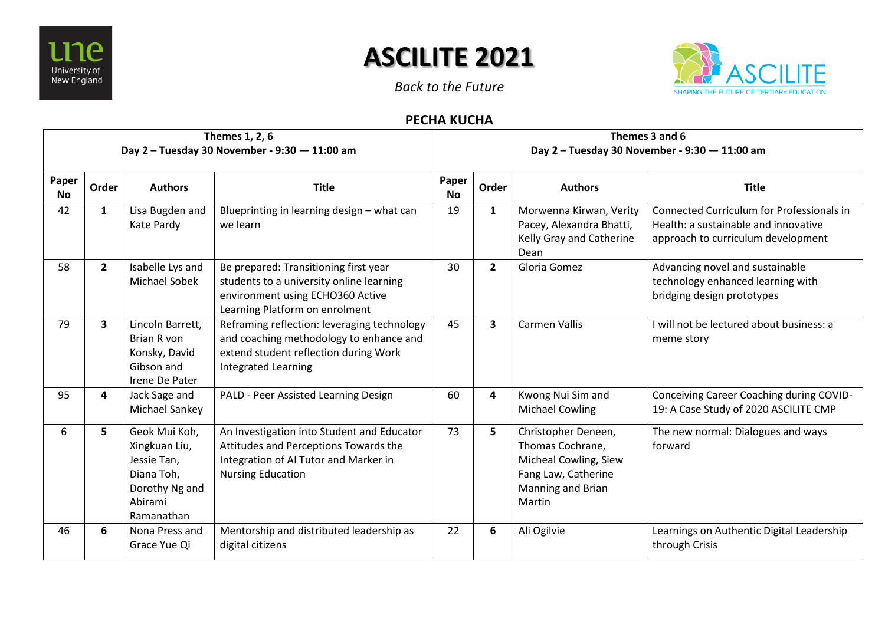# ASCILITE 2021

*Back to the Future*

## PECHA KUCHA

| Themes 1, 2, 6<br>Day 2 – Tuesday 30 November - 9:30 — 11:00 am | | | | Themes 3 and 6<br>Day 2 – Tuesday 30 November - 9:30 — 11:00 am | | | |
|---|---|---|---|---|---|---|---|
| **Paper No** | **Order** | **Authors** | **Title** | **Paper No** | **Order** | **Authors** | **Title** |
| 42 | **1** | Lisa Bugden and Kate Pardy | Blueprinting in learning design – what can we learn | 19 | **1** | Morwenna Kirwan, Verity Pacey, Alexandra Bhatti, Kelly Gray and Catherine Dean | Connected Curriculum for Professionals in Health: a sustainable and innovative approach to curriculum development |
| 58 | **2** | Isabelle Lys and Michael Sobek | Be prepared: Transitioning first year students to a university online learning environment using ECHO360 Active Learning Platform on enrolment | 30 | **2** | Gloria Gomez | Advancing novel and sustainable technology enhanced learning with bridging design prototypes |
| 79 | **3** | Lincoln Barrett, Brian R von Konsky, David Gibson and Irene De Pater | Reframing reflection: leveraging technology and coaching methodology to enhance and extend student reflection during Work Integrated Learning | 45 | **3** | Carmen Vallis | I will not be lectured about business: a meme story |
| 95 | **4** | Jack Sage and Michael Sankey | PALD - Peer Assisted Learning Design | 60 | **4** | Kwong Nui Sim and Michael Cowling | Conceiving Career Coaching during COVID-19: A Case Study of 2020 ASCILITE CMP |
| 6 | **5** | Geok Mui Koh, Xingkuan Liu, Jessie Tan, Diana Toh, Dorothy Ng and Abirami Ramanathan | An Investigation into Student and Educator Attitudes and Perceptions Towards the Integration of AI Tutor and Marker in Nursing Education | 73 | **5** | Christopher Deneen, Thomas Cochrane, Micheal Cowling, Siew Fang Law, Catherine Manning and Brian Martin | The new normal: Dialogues and ways forward |
| 46 | **6** | Nona Press and Grace Yue Qi | Mentorship and distributed leadership as digital citizens | 22 | **6** | Ali Ogilvie | Learnings on Authentic Digital Leadership through Crisis |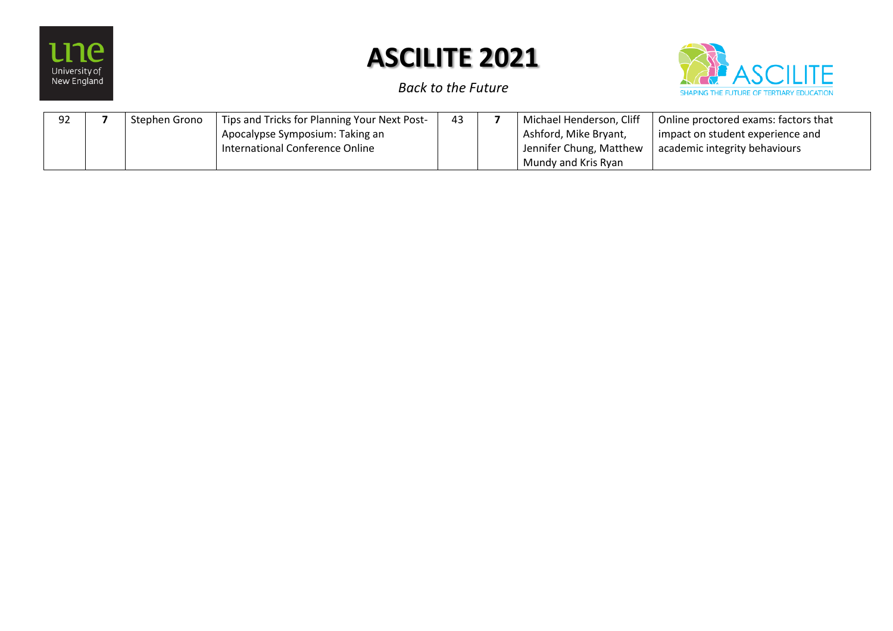| | | | | | | | |
|---|---|---|---|---|---|---|---|
| 92 | **7** | Stephen Grono | Tips and Tricks for Planning Your Next Post-Apocalypse Symposium: Taking an International Conference Online | 43 | **7** | Michael Henderson, Cliff Ashford, Mike Bryant, Jennifer Chung, Matthew Mundy and Kris Ryan | Online proctored exams: factors that impact on student experience and academic integrity behaviours |